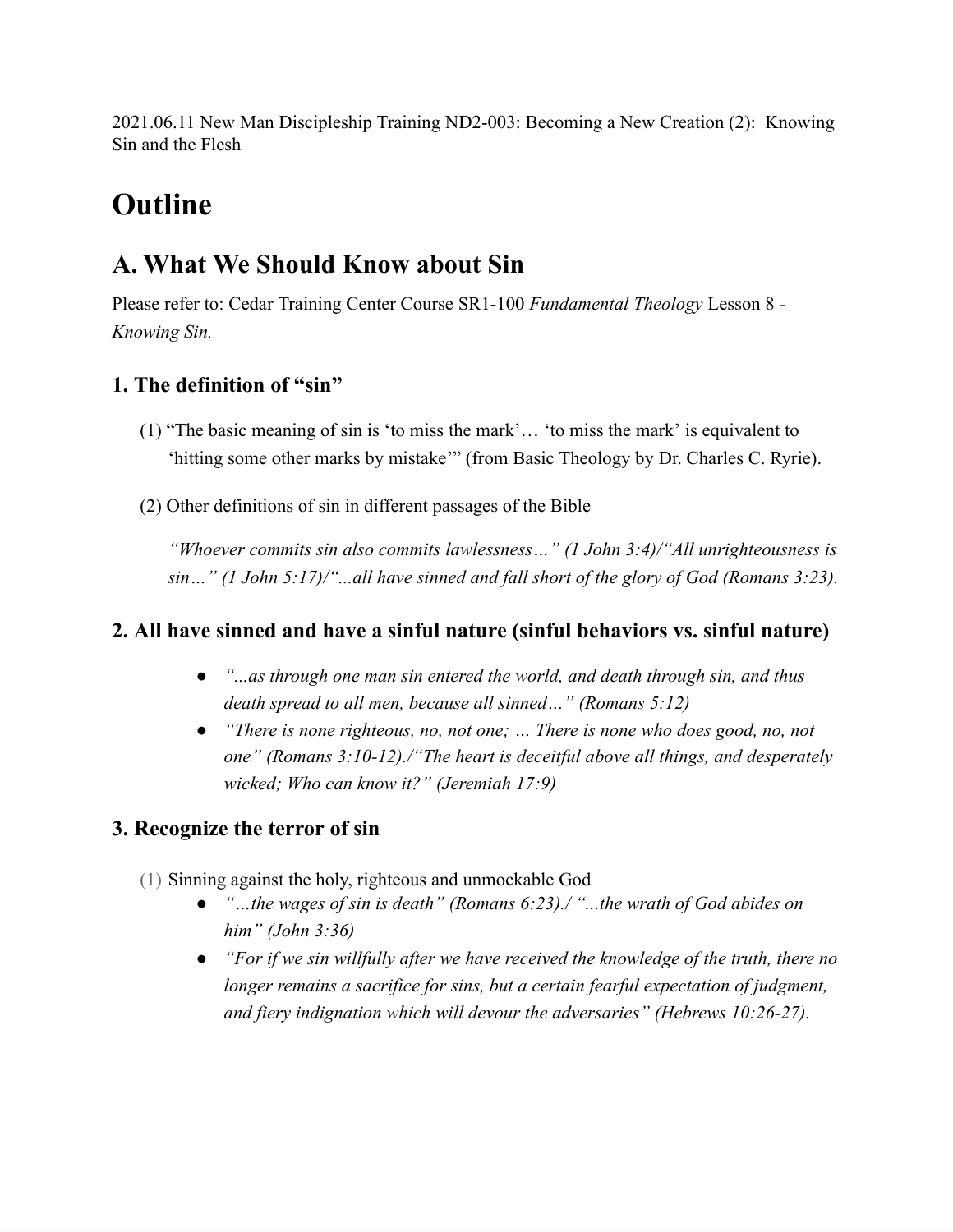2021.06.11 New Man Discipleship Training ND2-003: Becoming a New Creation (2): Knowing Sin and the Flesh

# Outline

## A. What We Should Know about Sin

Please refer to: Cedar Training Center Course SR1-100 *Fundamental Theology* Lesson 8 - *Knowing Sin.*

### 1. The definition of "sin"

(1) "The basic meaning of sin is 'to miss the mark'… 'to miss the mark' is equivalent to 'hitting some other marks by mistake'" (from Basic Theology by Dr. Charles C. Ryrie).

(2) Other definitions of sin in different passages of the Bible

*"Whoever commits sin also commits lawlessness…" (1 John 3:4)/"All unrighteousness is sin…" (1 John 5:17)/"...all have sinned and fall short of the glory of God (Romans 3:23).*

### 2. All have sinned and have a sinful nature (sinful behaviors vs. sinful nature)

- *"...as through one man sin entered the world, and death through sin, and thus death spread to all men, because all sinned…" (Romans 5:12)*
- *"There is none righteous, no, not one; … There is none who does good, no, not one" (Romans 3:10-12)./"The heart is deceitful above all things, and desperately wicked; Who can know it?" (Jeremiah 17:9)*

### 3. Recognize the terror of sin

(1) Sinning against the holy, righteous and unmockable God

- *"…the wages of sin is death" (Romans 6:23)./ "...the wrath of God abides on him" (John 3:36)*
- *"For if we sin willfully after we have received the knowledge of the truth, there no longer remains a sacrifice for sins, but a certain fearful expectation of judgment, and fiery indignation which will devour the adversaries" (Hebrews 10:26-27).*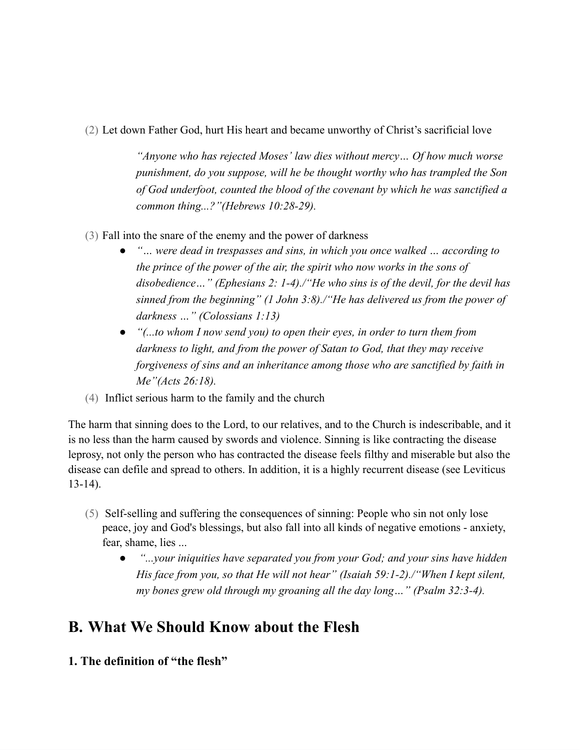(2) Let down Father God, hurt His heart and became unworthy of Christ's sacrificial love

> *"Anyone who has rejected Moses' law dies without mercy… Of how much worse punishment, do you suppose, will he be thought worthy who has trampled the Son of God underfoot, counted the blood of the covenant by which he was sanctified a common thing...?"(Hebrews 10:28-29).*

(3) Fall into the snare of the enemy and the power of darkness

- *"… were dead in trespasses and sins, in which you once walked … according to the prince of the power of the air, the spirit who now works in the sons of disobedience…" (Ephesians 2: 1-4)./"He who sins is of the devil, for the devil has sinned from the beginning" (1 John 3:8)./"He has delivered us from the power of darkness …" (Colossians 1:13)*
- *"(...to whom I now send you) to open their eyes, in order to turn them from darkness to light, and from the power of Satan to God, that they may receive forgiveness of sins and an inheritance among those who are sanctified by faith in Me"(Acts 26:18).*

(4) Inflict serious harm to the family and the church

The harm that sinning does to the Lord, to our relatives, and to the Church is indescribable, and it is no less than the harm caused by swords and violence. Sinning is like contracting the disease leprosy, not only the person who has contracted the disease feels filthy and miserable but also the disease can defile and spread to others. In addition, it is a highly recurrent disease (see Leviticus 13-14).

(5) Self-selling and suffering the consequences of sinning: People who sin not only lose peace, joy and God's blessings, but also fall into all kinds of negative emotions - anxiety, fear, shame, lies ...

- *"...your iniquities have separated you from your God; and your sins have hidden His face from you, so that He will not hear" (Isaiah 59:1-2)./"When I kept silent, my bones grew old through my groaning all the day long…" (Psalm 32:3-4).*

## B. What We Should Know about the Flesh

### 1. The definition of "the flesh"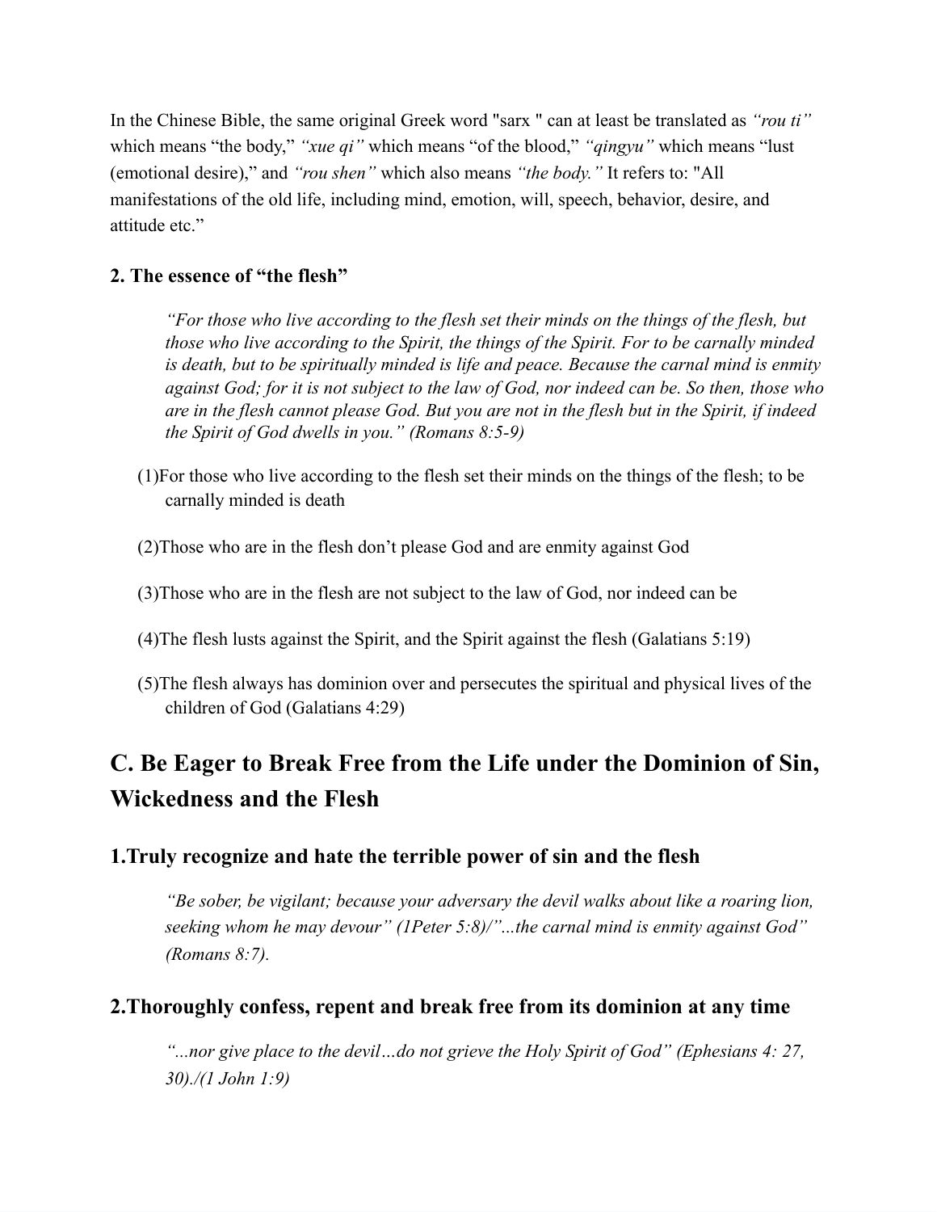In the Chinese Bible, the same original Greek word "sarx " can at least be translated as *"rou ti"* which means "the body," *"xue qi"* which means "of the blood," *"qingyu"* which means "lust (emotional desire)," and *"rou shen"* which also means *"the body."* It refers to: "All manifestations of the old life, including mind, emotion, will, speech, behavior, desire, and attitude etc."

### 2. The essence of "the flesh"

> *"For those who live according to the flesh set their minds on the things of the flesh, but those who live according to the Spirit, the things of the Spirit. For to be carnally minded is death, but to be spiritually minded is life and peace. Because the carnal mind is enmity against God; for it is not subject to the law of God, nor indeed can be. So then, those who are in the flesh cannot please God. But you are not in the flesh but in the Spirit, if indeed the Spirit of God dwells in you." (Romans 8:5-9)*

(1)For those who live according to the flesh set their minds on the things of the flesh; to be carnally minded is death

(2)Those who are in the flesh don't please God and are enmity against God

(3)Those who are in the flesh are not subject to the law of God, nor indeed can be

(4)The flesh lusts against the Spirit, and the Spirit against the flesh (Galatians 5:19)

(5)The flesh always has dominion over and persecutes the spiritual and physical lives of the children of God (Galatians 4:29)

## C. Be Eager to Break Free from the Life under the Dominion of Sin, Wickedness and the Flesh

### 1.Truly recognize and hate the terrible power of sin and the flesh

> *"Be sober, be vigilant; because your adversary the devil walks about like a roaring lion, seeking whom he may devour" (1Peter 5:8)/"...the carnal mind is enmity against God" (Romans 8:7).*

### 2.Thoroughly confess, repent and break free from its dominion at any time

> *"...nor give place to the devil…do not grieve the Holy Spirit of God" (Ephesians 4: 27, 30)./(1 John 1:9)*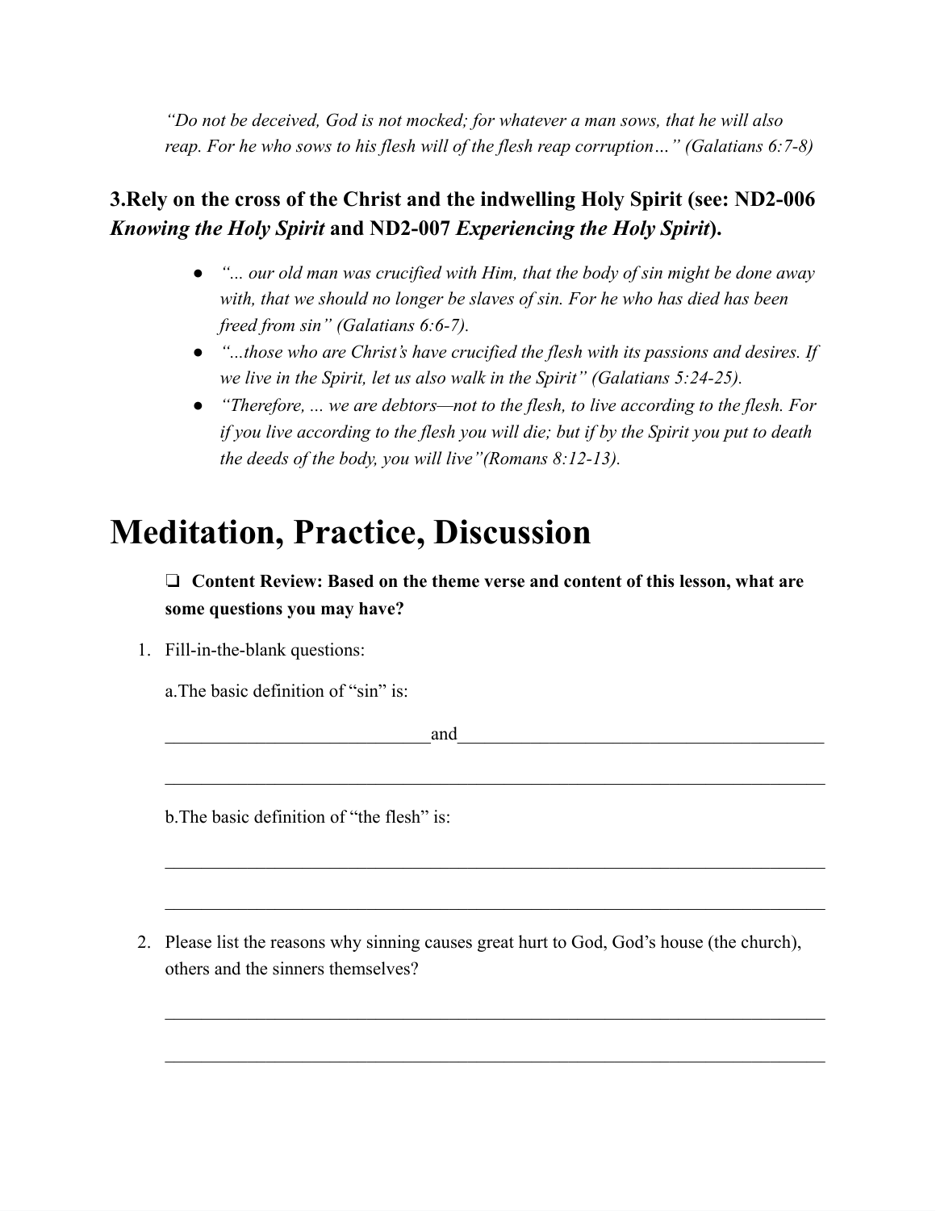*"Do not be deceived, God is not mocked; for whatever a man sows, that he will also reap. For he who sows to his flesh will of the flesh reap corruption…" (Galatians 6:7-8)*

### 3.Rely on the cross of the Christ and the indwelling Holy Spirit (see: ND2-006 *Knowing the Holy Spirit* and ND2-007 *Experiencing the Holy Spirit*).

- *"... our old man was crucified with Him, that the body of sin might be done away with, that we should no longer be slaves of sin. For he who has died has been freed from sin" (Galatians 6:6-7).*
- *"...those who are Christ's have crucified the flesh with its passions and desires. If we live in the Spirit, let us also walk in the Spirit" (Galatians 5:24-25).*
- *"Therefore, ... we are debtors—not to the flesh, to live according to the flesh. For if you live according to the flesh you will die; but if by the Spirit you put to death the deeds of the body, you will live"(Romans 8:12-13).*

# Meditation, Practice, Discussion

❑ **Content Review: Based on the theme verse and content of this lesson, what are some questions you may have?**

1. Fill-in-the-blank questions:

   a.The basic definition of "sin" is:

   ______________________________and________________________________________

   ___________________________________________________________________________

   b.The basic definition of "the flesh" is:

   ___________________________________________________________________________

   ___________________________________________________________________________

2. Please list the reasons why sinning causes great hurt to God, God's house (the church), others and the sinners themselves?

   ___________________________________________________________________________

   ___________________________________________________________________________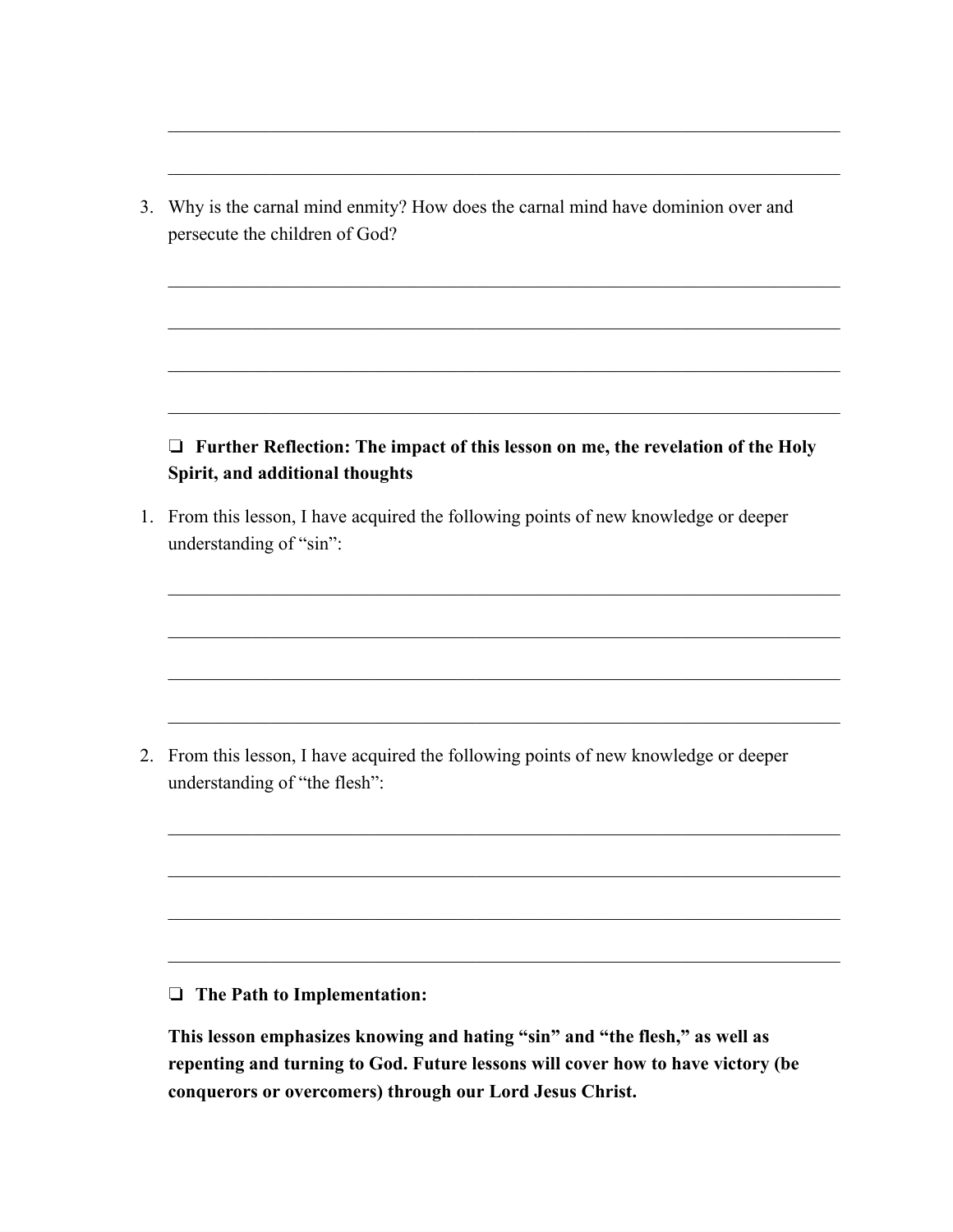\_\_\_\_\_\_\_\_\_\_\_\_\_\_\_\_\_\_\_\_\_\_\_\_\_\_\_\_\_\_\_\_\_\_\_\_\_\_\_\_\_\_\_\_\_\_\_\_\_\_\_\_\_\_\_\_\_\_\_\_\_\_\_\_\_\_\_\_\_\_

\_\_\_\_\_\_\_\_\_\_\_\_\_\_\_\_\_\_\_\_\_\_\_\_\_\_\_\_\_\_\_\_\_\_\_\_\_\_\_\_\_\_\_\_\_\_\_\_\_\_\_\_\_\_\_\_\_\_\_\_\_\_\_\_\_\_\_\_\_\_

3. Why is the carnal mind enmity? How does the carnal mind have dominion over and persecute the children of God?

\_\_\_\_\_\_\_\_\_\_\_\_\_\_\_\_\_\_\_\_\_\_\_\_\_\_\_\_\_\_\_\_\_\_\_\_\_\_\_\_\_\_\_\_\_\_\_\_\_\_\_\_\_\_\_\_\_\_\_\_\_\_\_\_\_\_\_\_\_\_

\_\_\_\_\_\_\_\_\_\_\_\_\_\_\_\_\_\_\_\_\_\_\_\_\_\_\_\_\_\_\_\_\_\_\_\_\_\_\_\_\_\_\_\_\_\_\_\_\_\_\_\_\_\_\_\_\_\_\_\_\_\_\_\_\_\_\_\_\_\_

\_\_\_\_\_\_\_\_\_\_\_\_\_\_\_\_\_\_\_\_\_\_\_\_\_\_\_\_\_\_\_\_\_\_\_\_\_\_\_\_\_\_\_\_\_\_\_\_\_\_\_\_\_\_\_\_\_\_\_\_\_\_\_\_\_\_\_\_\_\_

\_\_\_\_\_\_\_\_\_\_\_\_\_\_\_\_\_\_\_\_\_\_\_\_\_\_\_\_\_\_\_\_\_\_\_\_\_\_\_\_\_\_\_\_\_\_\_\_\_\_\_\_\_\_\_\_\_\_\_\_\_\_\_\_\_\_\_\_\_\_

❑ **Further Reflection: The impact of this lesson on me, the revelation of the Holy Spirit, and additional thoughts**

1. From this lesson, I have acquired the following points of new knowledge or deeper understanding of "sin":

\_\_\_\_\_\_\_\_\_\_\_\_\_\_\_\_\_\_\_\_\_\_\_\_\_\_\_\_\_\_\_\_\_\_\_\_\_\_\_\_\_\_\_\_\_\_\_\_\_\_\_\_\_\_\_\_\_\_\_\_\_\_\_\_\_\_\_\_\_\_

\_\_\_\_\_\_\_\_\_\_\_\_\_\_\_\_\_\_\_\_\_\_\_\_\_\_\_\_\_\_\_\_\_\_\_\_\_\_\_\_\_\_\_\_\_\_\_\_\_\_\_\_\_\_\_\_\_\_\_\_\_\_\_\_\_\_\_\_\_\_

\_\_\_\_\_\_\_\_\_\_\_\_\_\_\_\_\_\_\_\_\_\_\_\_\_\_\_\_\_\_\_\_\_\_\_\_\_\_\_\_\_\_\_\_\_\_\_\_\_\_\_\_\_\_\_\_\_\_\_\_\_\_\_\_\_\_\_\_\_\_

\_\_\_\_\_\_\_\_\_\_\_\_\_\_\_\_\_\_\_\_\_\_\_\_\_\_\_\_\_\_\_\_\_\_\_\_\_\_\_\_\_\_\_\_\_\_\_\_\_\_\_\_\_\_\_\_\_\_\_\_\_\_\_\_\_\_\_\_\_\_

2. From this lesson, I have acquired the following points of new knowledge or deeper understanding of "the flesh":

\_\_\_\_\_\_\_\_\_\_\_\_\_\_\_\_\_\_\_\_\_\_\_\_\_\_\_\_\_\_\_\_\_\_\_\_\_\_\_\_\_\_\_\_\_\_\_\_\_\_\_\_\_\_\_\_\_\_\_\_\_\_\_\_\_\_\_\_\_\_

\_\_\_\_\_\_\_\_\_\_\_\_\_\_\_\_\_\_\_\_\_\_\_\_\_\_\_\_\_\_\_\_\_\_\_\_\_\_\_\_\_\_\_\_\_\_\_\_\_\_\_\_\_\_\_\_\_\_\_\_\_\_\_\_\_\_\_\_\_\_

\_\_\_\_\_\_\_\_\_\_\_\_\_\_\_\_\_\_\_\_\_\_\_\_\_\_\_\_\_\_\_\_\_\_\_\_\_\_\_\_\_\_\_\_\_\_\_\_\_\_\_\_\_\_\_\_\_\_\_\_\_\_\_\_\_\_\_\_\_\_

\_\_\_\_\_\_\_\_\_\_\_\_\_\_\_\_\_\_\_\_\_\_\_\_\_\_\_\_\_\_\_\_\_\_\_\_\_\_\_\_\_\_\_\_\_\_\_\_\_\_\_\_\_\_\_\_\_\_\_\_\_\_\_\_\_\_\_\_\_\_

❑ **The Path to Implementation:**

**This lesson emphasizes knowing and hating "sin" and "the flesh," as well as repenting and turning to God. Future lessons will cover how to have victory (be conquerors or overcomers) through our Lord Jesus Christ.**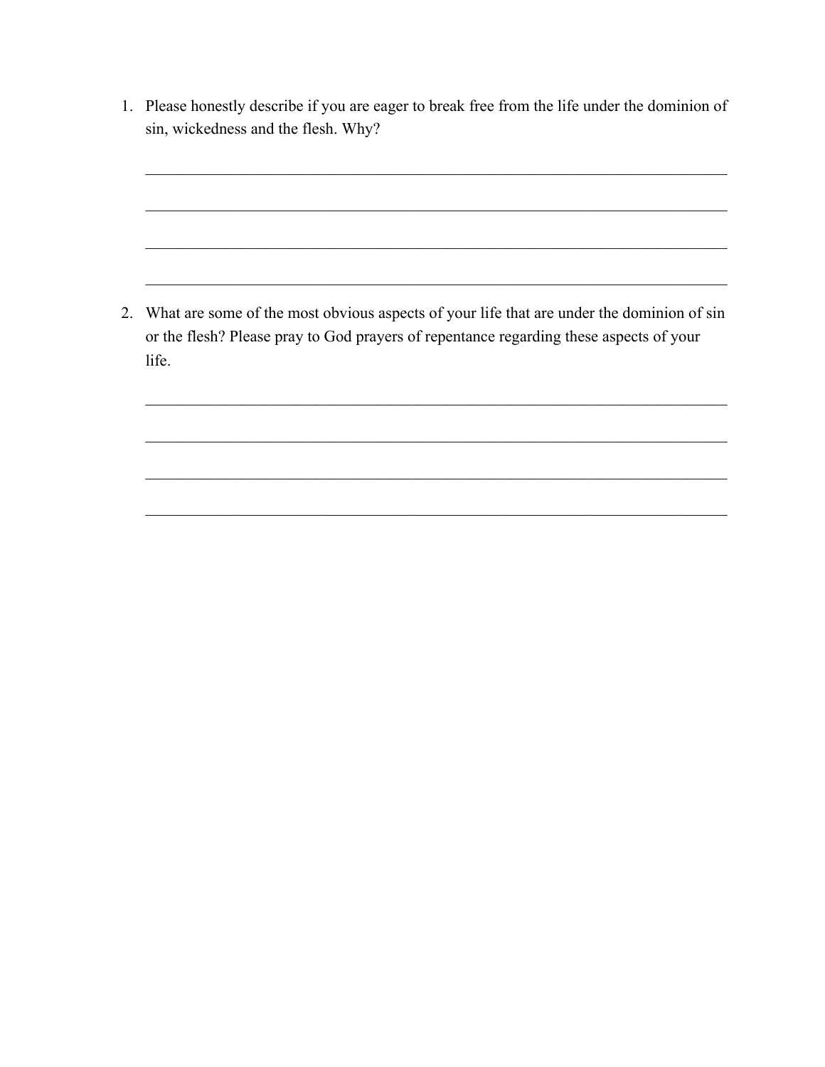1. Please honestly describe if you are eager to break free from the life under the dominion of sin, wickedness and the flesh. Why?

   ______________________________________________________________________

   ______________________________________________________________________

   ______________________________________________________________________

   ______________________________________________________________________

2. What are some of the most obvious aspects of your life that are under the dominion of sin or the flesh? Please pray to God prayers of repentance regarding these aspects of your life.

   ______________________________________________________________________

   ______________________________________________________________________

   ______________________________________________________________________

   ______________________________________________________________________